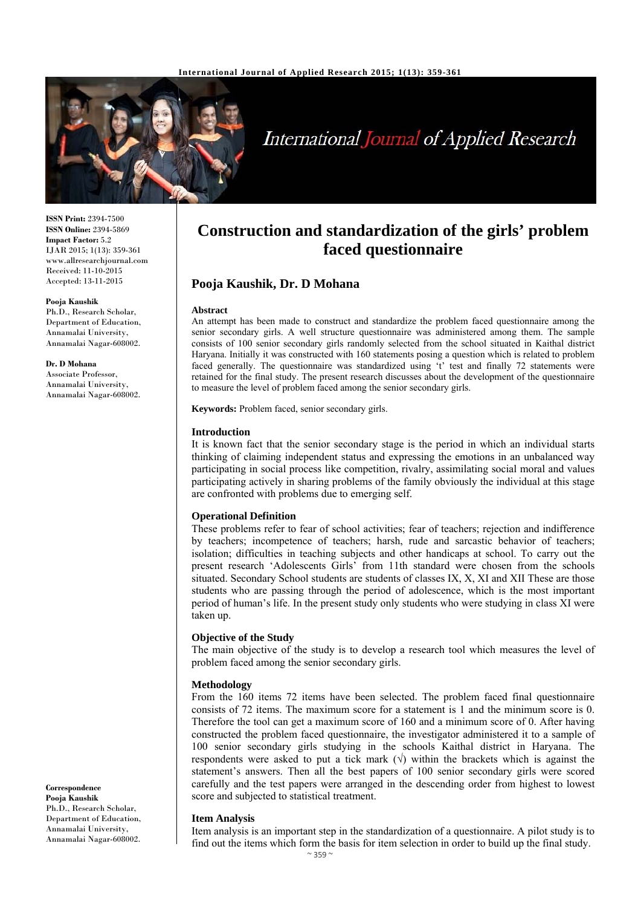# Construction and standardization of the girls' problem faced questionnaire

**Pooja Kaushik, Dr. D Mohana**

**ISSN Print:** 2394-7500
**ISSN Online:** 2394-5869
**Impact Factor:** 5.2
IJAR 2015; 1(13): 359-361
www.allresearchjournal.com
Received: 11-10-2015
Accepted: 13-11-2015

**Pooja Kaushik**
Ph.D., Research Scholar, Department of Education, Annamalai University, Annamalai Nagar-608002.

**Dr. D Mohana**
Associate Professor, Annamalai University, Annamalai Nagar-608002.

**Correspondence**
**Pooja Kaushik**
Ph.D., Research Scholar, Department of Education, Annamalai University, Annamalai Nagar-608002.

### Abstract

An attempt has been made to construct and standardize the problem faced questionnaire among the senior secondary girls. A well structure questionnaire was administered among them. The sample consists of 100 senior secondary girls randomly selected from the school situated in Kaithal district Haryana. Initially it was constructed with 160 statements posing a question which is related to problem faced generally. The questionnaire was standardized using 't' test and finally 72 statements were retained for the final study. The present research discusses about the development of the questionnaire to measure the level of problem faced among the senior secondary girls.

**Keywords:** Problem faced, senior secondary girls.

### Introduction

It is known fact that the senior secondary stage is the period in which an individual starts thinking of claiming independent status and expressing the emotions in an unbalanced way participating in social process like competition, rivalry, assimilating social moral and values participating actively in sharing problems of the family obviously the individual at this stage are confronted with problems due to emerging self.

### Operational Definition

These problems refer to fear of school activities; fear of teachers; rejection and indifference by teachers; incompetence of teachers; harsh, rude and sarcastic behavior of teachers; isolation; difficulties in teaching subjects and other handicaps at school. To carry out the present research 'Adolescents Girls' from 11th standard were chosen from the schools situated. Secondary School students are students of classes IX, X, XI and XII These are those students who are passing through the period of adolescence, which is the most important period of human's life. In the present study only students who were studying in class XI were taken up.

### Objective of the Study

The main objective of the study is to develop a research tool which measures the level of problem faced among the senior secondary girls.

### Methodology

From the 160 items 72 items have been selected. The problem faced final questionnaire consists of 72 items. The maximum score for a statement is 1 and the minimum score is 0. Therefore the tool can get a maximum score of 160 and a minimum score of 0. After having constructed the problem faced questionnaire, the investigator administered it to a sample of 100 senior secondary girls studying in the schools Kaithal district in Haryana. The respondents were asked to put a tick mark (√) within the brackets which is against the statement's answers. Then all the best papers of 100 senior secondary girls were scored carefully and the test papers were arranged in the descending order from highest to lowest score and subjected to statistical treatment.

### Item Analysis

Item analysis is an important step in the standardization of a questionnaire. A pilot study is to find out the items which form the basis for item selection in order to build up the final study.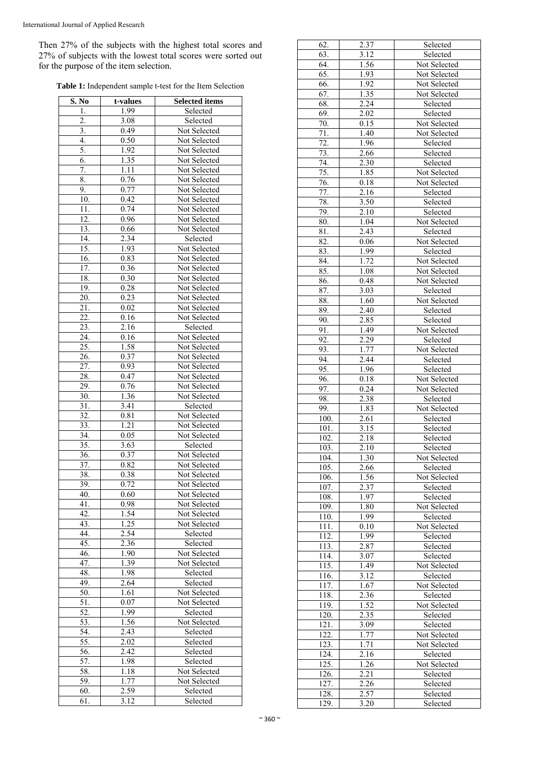Then 27% of the subjects with the highest total scores and 27% of subjects with the lowest total scores were sorted out for the purpose of the item selection.

**Table 1:** Independent sample t-test for the Item Selection

| S. No | t-values | Selected items |
|---|---|---|
| 1. | 1.99 | Selected |
| 2. | 3.08 | Selected |
| 3. | 0.49 | Not Selected |
| 4. | 0.50 | Not Selected |
| 5. | 1.92 | Not Selected |
| 6. | 1.35 | Not Selected |
| 7. | 1.11 | Not Selected |
| 8. | 0.76 | Not Selected |
| 9. | 0.77 | Not Selected |
| 10. | 0.42 | Not Selected |
| 11. | 0.74 | Not Selected |
| 12. | 0.96 | Not Selected |
| 13. | 0.66 | Not Selected |
| 14. | 2.34 | Selected |
| 15. | 1.93 | Not Selected |
| 16. | 0.83 | Not Selected |
| 17. | 0.36 | Not Selected |
| 18. | 0.30 | Not Selected |
| 19. | 0.28 | Not Selected |
| 20. | 0.23 | Not Selected |
| 21. | 0.02 | Not Selected |
| 22. | 0.16 | Not Selected |
| 23. | 2.16 | Selected |
| 24. | 0.16 | Not Selected |
| 25. | 1.58 | Not Selected |
| 26. | 0.37 | Not Selected |
| 27. | 0.93 | Not Selected |
| 28. | 0.47 | Not Selected |
| 29. | 0.76 | Not Selected |
| 30. | 1.36 | Not Selected |
| 31. | 3.41 | Selected |
| 32. | 0.81 | Not Selected |
| 33. | 1.21 | Not Selected |
| 34. | 0.05 | Not Selected |
| 35. | 3.63 | Selected |
| 36. | 0.37 | Not Selected |
| 37. | 0.82 | Not Selected |
| 38. | 0.38 | Not Selected |
| 39. | 0.72 | Not Selected |
| 40. | 0.60 | Not Selected |
| 41. | 0.98 | Not Selected |
| 42. | 1.54 | Not Selected |
| 43. | 1.25 | Not Selected |
| 44. | 2.54 | Selected |
| 45. | 2.36 | Selected |
| 46. | 1.90 | Not Selected |
| 47. | 1.39 | Not Selected |
| 48. | 1.98 | Selected |
| 49. | 2.64 | Selected |
| 50. | 1.61 | Not Selected |
| 51. | 0.07 | Not Selected |
| 52. | 1.99 | Selected |
| 53. | 1.56 | Not Selected |
| 54. | 2.43 | Selected |
| 55. | 2.02 | Selected |
| 56. | 2.42 | Selected |
| 57. | 1.98 | Selected |
| 58. | 1.18 | Not Selected |
| 59. | 1.77 | Not Selected |
| 60. | 2.59 | Selected |
| 61. | 3.12 | Selected |
| 62. | 2.37 | Selected |
| 63. | 3.12 | Selected |
| 64. | 1.56 | Not Selected |
| 65. | 1.93 | Not Selected |
| 66. | 1.92 | Not Selected |
| 67. | 1.35 | Not Selected |
| 68. | 2.24 | Selected |
| 69. | 2.02 | Selected |
| 70. | 0.15 | Not Selected |
| 71. | 1.40 | Not Selected |
| 72. | 1.96 | Selected |
| 73. | 2.66 | Selected |
| 74. | 2.30 | Selected |
| 75. | 1.85 | Not Selected |
| 76. | 0.18 | Not Selected |
| 77. | 2.16 | Selected |
| 78. | 3.50 | Selected |
| 79. | 2.10 | Selected |
| 80. | 1.04 | Not Selected |
| 81. | 2.43 | Selected |
| 82. | 0.06 | Not Selected |
| 83. | 1.99 | Selected |
| 84. | 1.72 | Not Selected |
| 85. | 1.08 | Not Selected |
| 86. | 0.48 | Not Selected |
| 87. | 3.03 | Selected |
| 88. | 1.60 | Not Selected |
| 89. | 2.40 | Selected |
| 90. | 2.85 | Selected |
| 91. | 1.49 | Not Selected |
| 92. | 2.29 | Selected |
| 93. | 1.77 | Not Selected |
| 94. | 2.44 | Selected |
| 95. | 1.96 | Selected |
| 96. | 0.18 | Not Selected |
| 97. | 0.24 | Not Selected |
| 98. | 2.38 | Selected |
| 99. | 1.83 | Not Selected |
| 100. | 2.61 | Selected |
| 101. | 3.15 | Selected |
| 102. | 2.18 | Selected |
| 103. | 2.10 | Selected |
| 104. | 1.30 | Not Selected |
| 105. | 2.66 | Selected |
| 106. | 1.56 | Not Selected |
| 107. | 2.37 | Selected |
| 108. | 1.97 | Selected |
| 109. | 1.80 | Not Selected |
| 110. | 1.99 | Selected |
| 111. | 0.10 | Not Selected |
| 112. | 1.99 | Selected |
| 113. | 2.87 | Selected |
| 114. | 3.07 | Selected |
| 115. | 1.49 | Not Selected |
| 116. | 3.12 | Selected |
| 117. | 1.67 | Not Selected |
| 118. | 2.36 | Selected |
| 119. | 1.52 | Not Selected |
| 120. | 2.35 | Selected |
| 121. | 3.09 | Selected |
| 122. | 1.77 | Not Selected |
| 123. | 1.71 | Not Selected |
| 124. | 2.16 | Selected |
| 125. | 1.26 | Not Selected |
| 126. | 2.21 | Selected |
| 127. | 2.26 | Selected |
| 128. | 2.57 | Selected |
| 129. | 3.20 | Selected |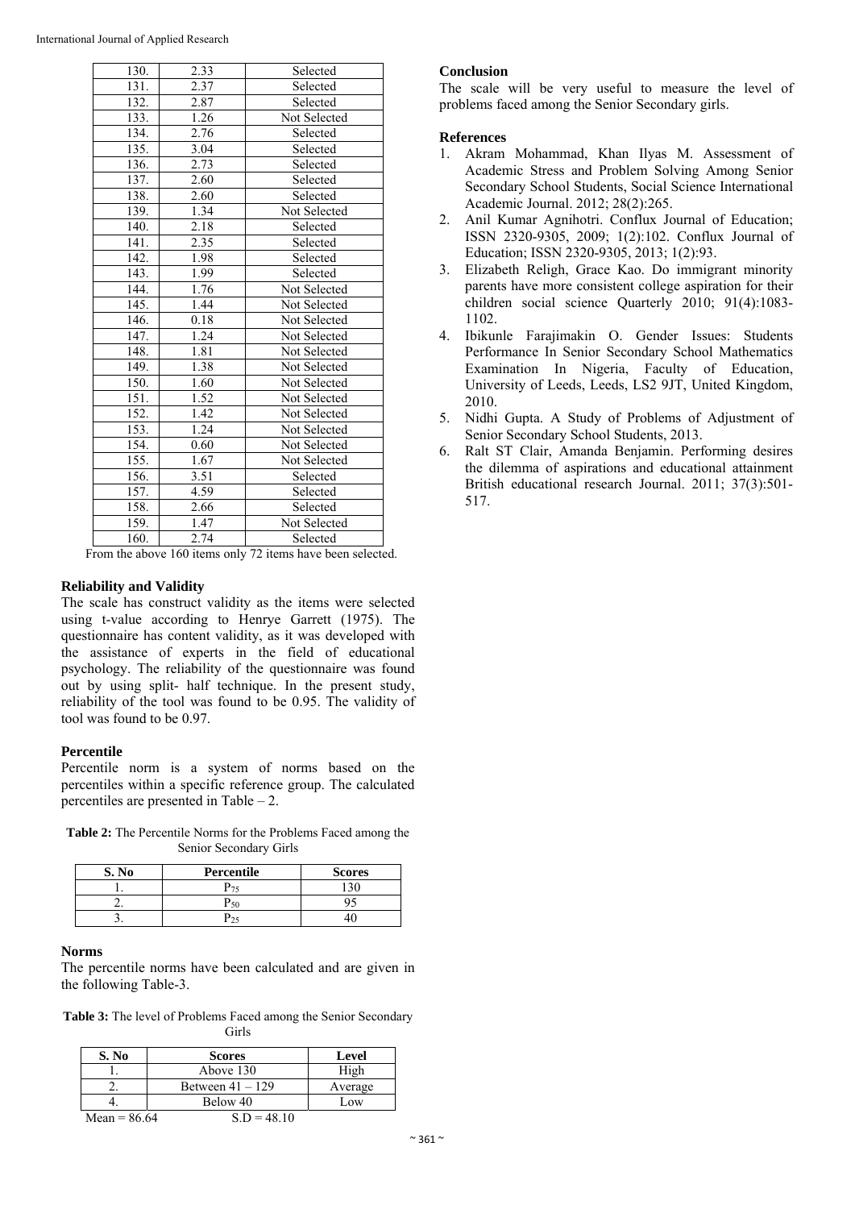| | | |
|---|---|---|
| 130. | 2.33 | Selected |
| 131. | 2.37 | Selected |
| 132. | 2.87 | Selected |
| 133. | 1.26 | Not Selected |
| 134. | 2.76 | Selected |
| 135. | 3.04 | Selected |
| 136. | 2.73 | Selected |
| 137. | 2.60 | Selected |
| 138. | 2.60 | Selected |
| 139. | 1.34 | Not Selected |
| 140. | 2.18 | Selected |
| 141. | 2.35 | Selected |
| 142. | 1.98 | Selected |
| 143. | 1.99 | Selected |
| 144. | 1.76 | Not Selected |
| 145. | 1.44 | Not Selected |
| 146. | 0.18 | Not Selected |
| 147. | 1.24 | Not Selected |
| 148. | 1.81 | Not Selected |
| 149. | 1.38 | Not Selected |
| 150. | 1.60 | Not Selected |
| 151. | 1.52 | Not Selected |
| 152. | 1.42 | Not Selected |
| 153. | 1.24 | Not Selected |
| 154. | 0.60 | Not Selected |
| 155. | 1.67 | Not Selected |
| 156. | 3.51 | Selected |
| 157. | 4.59 | Selected |
| 158. | 2.66 | Selected |
| 159. | 1.47 | Not Selected |
| 160. | 2.74 | Selected |

From the above 160 items only 72 items have been selected.

### Reliability and Validity

The scale has construct validity as the items were selected using t-value according to Henrye Garrett (1975). The questionnaire has content validity, as it was developed with the assistance of experts in the field of educational psychology. The reliability of the questionnaire was found out by using split- half technique. In the present study, reliability of the tool was found to be 0.95. The validity of tool was found to be 0.97.

### Percentile

Percentile norm is a system of norms based on the percentiles within a specific reference group. The calculated percentiles are presented in Table – 2.

**Table 2:** The Percentile Norms for the Problems Faced among the Senior Secondary Girls

| S. No | Percentile | Scores |
|---|---|---|
| 1. | $P_{75}$ | 130 |
| 2. | $P_{50}$ | 95 |
| 3. | $P_{25}$ | 40 |

### Norms

The percentile norms have been calculated and are given in the following Table-3.

**Table 3:** The level of Problems Faced among the Senior Secondary Girls

| S. No | Scores | Level |
|---|---|---|
| 1. | Above 130 | High |
| 2. | Between 41 – 129 | Average |
| 4. | Below 40 | Low |

Mean = 86.64 S.D = 48.10

### Conclusion

The scale will be very useful to measure the level of problems faced among the Senior Secondary girls.

### References

1. Akram Mohammad, Khan Ilyas M. Assessment of Academic Stress and Problem Solving Among Senior Secondary School Students, Social Science International Academic Journal. 2012; 28(2):265.
2. Anil Kumar Agnihotri. Conflux Journal of Education; ISSN 2320-9305, 2009; 1(2):102. Conflux Journal of Education; ISSN 2320-9305, 2013; 1(2):93.
3. Elizabeth Religh, Grace Kao. Do immigrant minority parents have more consistent college aspiration for their children social science Quarterly 2010; 91(4):1083-1102.
4. Ibikunle Farajimakin O. Gender Issues: Students Performance In Senior Secondary School Mathematics Examination In Nigeria, Faculty of Education, University of Leeds, Leeds, LS2 9JT, United Kingdom, 2010.
5. Nidhi Gupta. A Study of Problems of Adjustment of Senior Secondary School Students, 2013.
6. Ralt ST Clair, Amanda Benjamin. Performing desires the dilemma of aspirations and educational attainment British educational research Journal. 2011; 37(3):501-517.